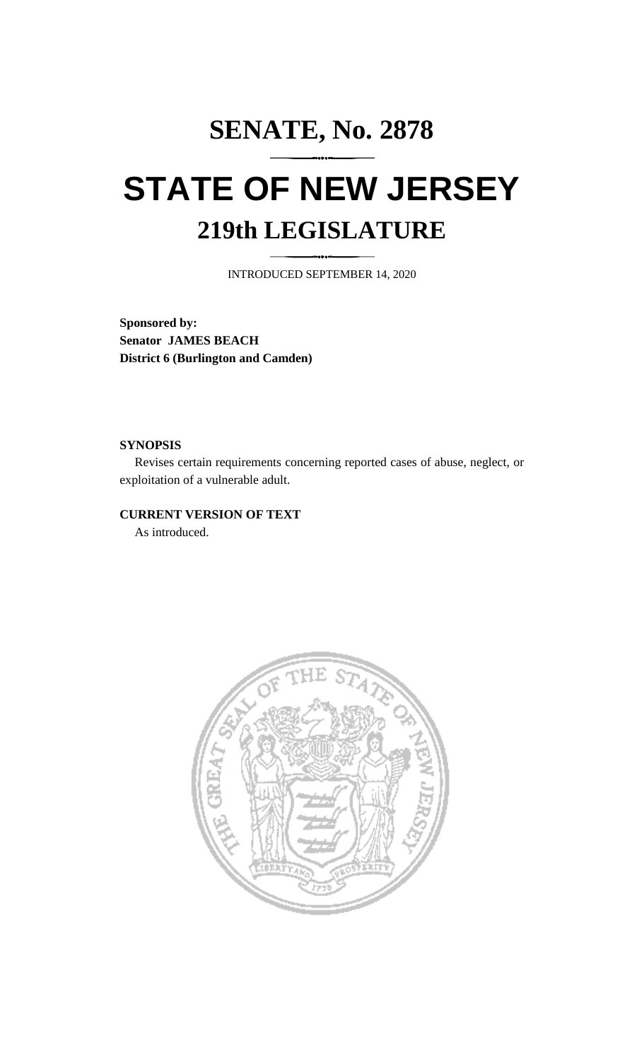# SENATE, No. 2878

# STATE OF NEW JERSEY

## 219th LEGISLATURE

INTRODUCED SEPTEMBER 14, 2020

**Sponsored by:**
**Senator JAMES BEACH**
**District 6 (Burlington and Camden)**

**SYNOPSIS**

Revises certain requirements concerning reported cases of abuse, neglect, or exploitation of a vulnerable adult.

**CURRENT VERSION OF TEXT**

As introduced.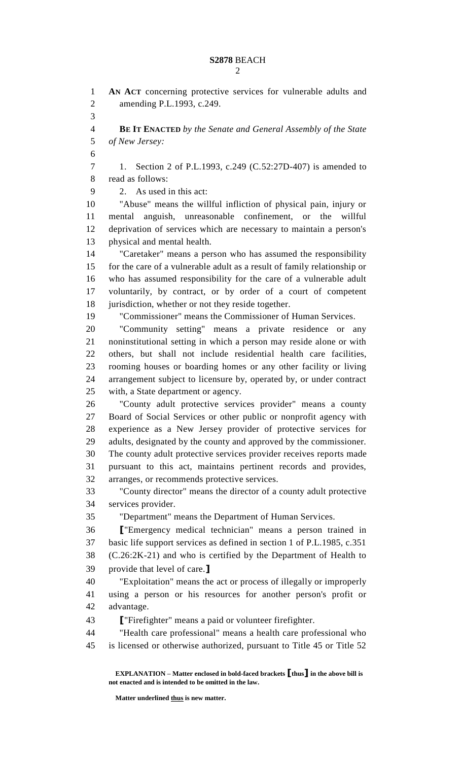**AN ACT** concerning protective services for vulnerable adults and amending P.L.1993, c.249.

**BE IT ENACTED** *by the Senate and General Assembly of the State of New Jersey:*

1. Section 2 of P.L.1993, c.249 (C.52:27D-407) is amended to read as follows:

2. As used in this act:

"Abuse" means the willful infliction of physical pain, injury or mental anguish, unreasonable confinement, or the willful deprivation of services which are necessary to maintain a person's physical and mental health.

"Caretaker" means a person who has assumed the responsibility for the care of a vulnerable adult as a result of family relationship or who has assumed responsibility for the care of a vulnerable adult voluntarily, by contract, or by order of a court of competent jurisdiction, whether or not they reside together.

"Commissioner" means the Commissioner of Human Services.

"Community setting" means a private residence or any noninstitutional setting in which a person may reside alone or with others, but shall not include residential health care facilities, rooming houses or boarding homes or any other facility or living arrangement subject to licensure by, operated by, or under contract with, a State department or agency.

"County adult protective services provider" means a county Board of Social Services or other public or nonprofit agency with experience as a New Jersey provider of protective services for adults, designated by the county and approved by the commissioner. The county adult protective services provider receives reports made pursuant to this act, maintains pertinent records and provides, arranges, or recommends protective services.

"County director" means the director of a county adult protective services provider.

"Department" means the Department of Human Services.

**[**"Emergency medical technician" means a person trained in basic life support services as defined in section 1 of P.L.1985, c.351 (C.26:2K-21) and who is certified by the Department of Health to provide that level of care.**]**

"Exploitation" means the act or process of illegally or improperly using a person or his resources for another person's profit or advantage.

**[**"Firefighter" means a paid or volunteer firefighter.

"Health care professional" means a health care professional who is licensed or otherwise authorized, pursuant to Title 45 or Title 52

**EXPLANATION – Matter enclosed in bold-faced brackets [thus] in the above bill is not enacted and is intended to be omitted in the law.**

**Matter underlined thus is new matter.**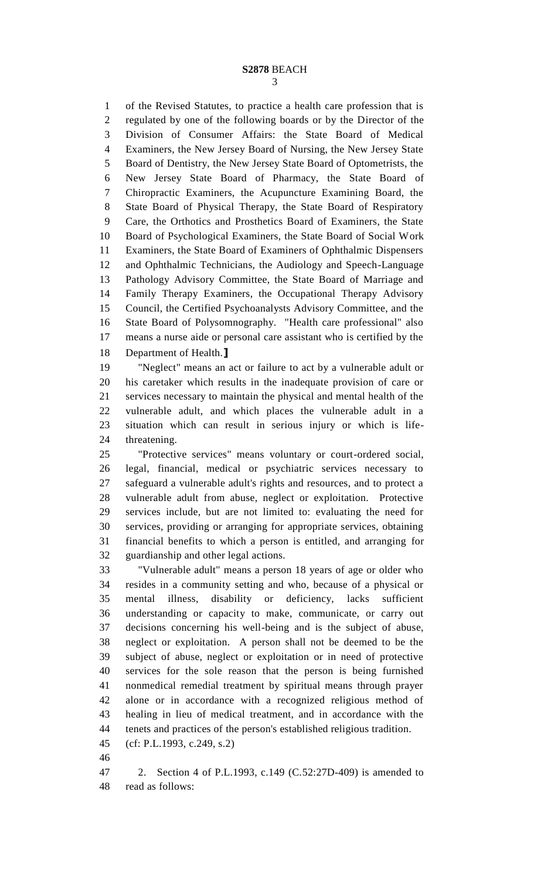of the Revised Statutes, to practice a health care profession that is regulated by one of the following boards or by the Director of the Division of Consumer Affairs: the State Board of Medical Examiners, the New Jersey Board of Nursing, the New Jersey State Board of Dentistry, the New Jersey State Board of Optometrists, the New Jersey State Board of Pharmacy, the State Board of Chiropractic Examiners, the Acupuncture Examining Board, the State Board of Physical Therapy, the State Board of Respiratory Care, the Orthotics and Prosthetics Board of Examiners, the State Board of Psychological Examiners, the State Board of Social Work Examiners, the State Board of Examiners of Ophthalmic Dispensers and Ophthalmic Technicians, the Audiology and Speech-Language Pathology Advisory Committee, the State Board of Marriage and Family Therapy Examiners, the Occupational Therapy Advisory Council, the Certified Psychoanalysts Advisory Committee, and the State Board of Polysomnography. "Health care professional" also means a nurse aide or personal care assistant who is certified by the Department of Health.]

"Neglect" means an act or failure to act by a vulnerable adult or his caretaker which results in the inadequate provision of care or services necessary to maintain the physical and mental health of the vulnerable adult, and which places the vulnerable adult in a situation which can result in serious injury or which is life-threatening.

"Protective services" means voluntary or court-ordered social, legal, financial, medical or psychiatric services necessary to safeguard a vulnerable adult's rights and resources, and to protect a vulnerable adult from abuse, neglect or exploitation. Protective services include, but are not limited to: evaluating the need for services, providing or arranging for appropriate services, obtaining financial benefits to which a person is entitled, and arranging for guardianship and other legal actions.

"Vulnerable adult" means a person 18 years of age or older who resides in a community setting and who, because of a physical or mental illness, disability or deficiency, lacks sufficient understanding or capacity to make, communicate, or carry out decisions concerning his well-being and is the subject of abuse, neglect or exploitation. A person shall not be deemed to be the subject of abuse, neglect or exploitation or in need of protective services for the sole reason that the person is being furnished nonmedical remedial treatment by spiritual means through prayer alone or in accordance with a recognized religious method of healing in lieu of medical treatment, and in accordance with the tenets and practices of the person's established religious tradition.

(cf: P.L.1993, c.249, s.2)

2. Section 4 of P.L.1993, c.149 (C.52:27D-409) is amended to read as follows: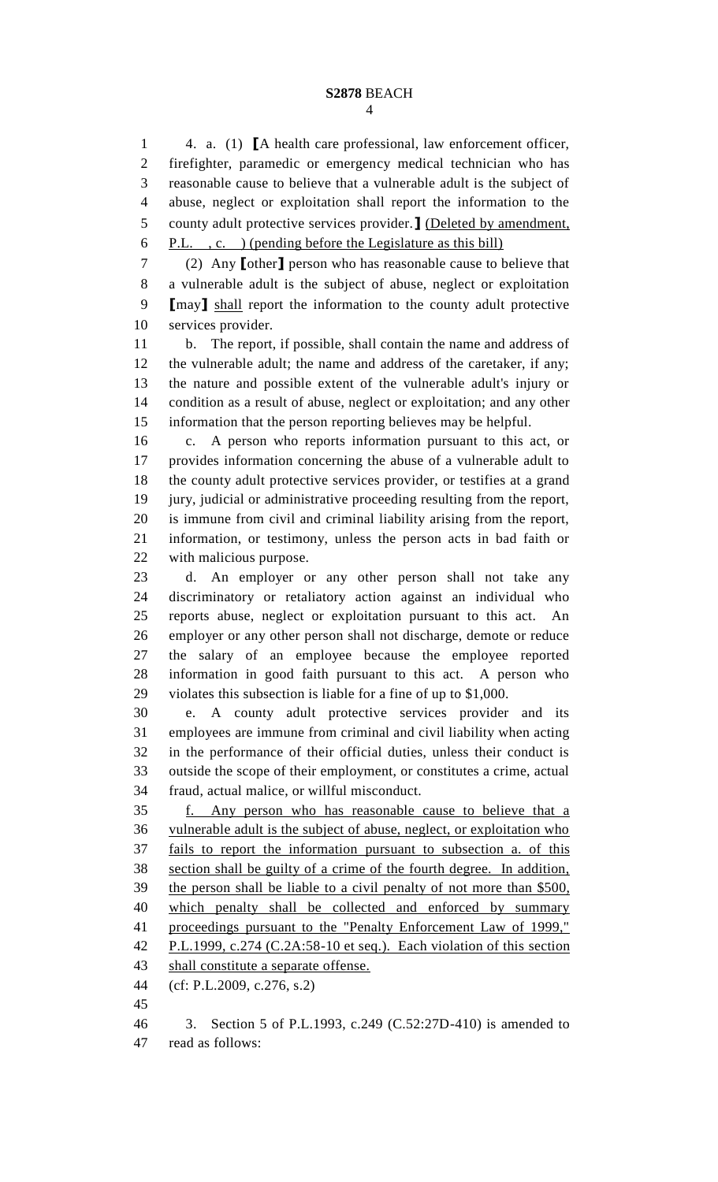4. a. (1) ⟦A health care professional, law enforcement officer, firefighter, paramedic or emergency medical technician who has reasonable cause to believe that a vulnerable adult is the subject of abuse, neglect or exploitation shall report the information to the county adult protective services provider.⟧ <u>(Deleted by amendment, P.L. , c. ) (pending before the Legislature as this bill)</u>

(2) Any ⟦other⟧ person who has reasonable cause to believe that a vulnerable adult is the subject of abuse, neglect or exploitation ⟦may⟧ <u>shall</u> report the information to the county adult protective services provider.

b. The report, if possible, shall contain the name and address of the vulnerable adult; the name and address of the caretaker, if any; the nature and possible extent of the vulnerable adult's injury or condition as a result of abuse, neglect or exploitation; and any other information that the person reporting believes may be helpful.

c. A person who reports information pursuant to this act, or provides information concerning the abuse of a vulnerable adult to the county adult protective services provider, or testifies at a grand jury, judicial or administrative proceeding resulting from the report, is immune from civil and criminal liability arising from the report, information, or testimony, unless the person acts in bad faith or with malicious purpose.

d. An employer or any other person shall not take any discriminatory or retaliatory action against an individual who reports abuse, neglect or exploitation pursuant to this act. An employer or any other person shall not discharge, demote or reduce the salary of an employee because the employee reported information in good faith pursuant to this act. A person who violates this subsection is liable for a fine of up to $1,000.

e. A county adult protective services provider and its employees are immune from criminal and civil liability when acting in the performance of their official duties, unless their conduct is outside the scope of their employment, or constitutes a crime, actual fraud, actual malice, or willful misconduct.

<u>f. Any person who has reasonable cause to believe that a vulnerable adult is the subject of abuse, neglect, or exploitation who fails to report the information pursuant to subsection a. of this section shall be guilty of a crime of the fourth degree. In addition, the person shall be liable to a civil penalty of not more than $500, which penalty shall be collected and enforced by summary proceedings pursuant to the "Penalty Enforcement Law of 1999," P.L.1999, c.274 (C.2A:58-10 et seq.). Each violation of this section shall constitute a separate offense.</u>

(cf: P.L.2009, c.276, s.2)

3. Section 5 of P.L.1993, c.249 (C.52:27D-410) is amended to read as follows: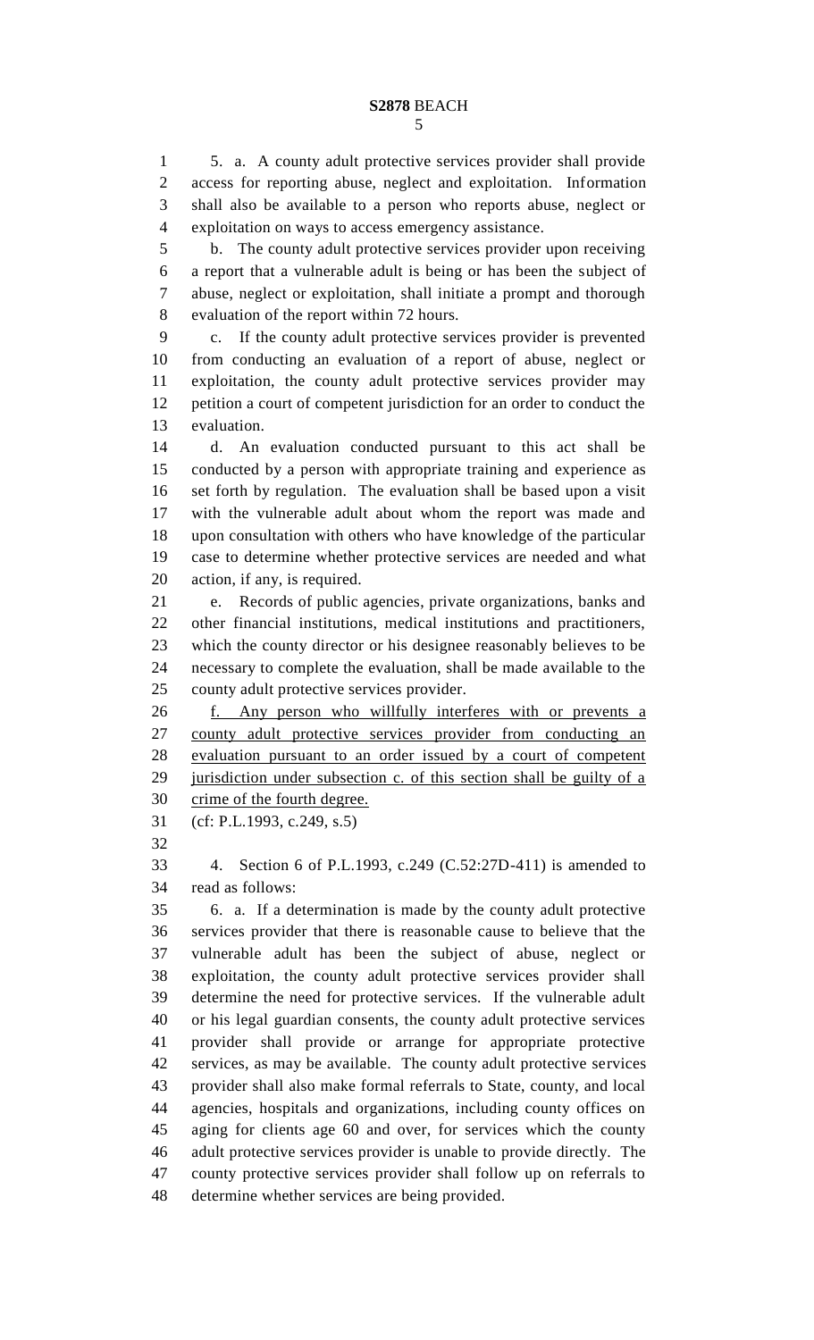5. a. A county adult protective services provider shall provide access for reporting abuse, neglect and exploitation. Information shall also be available to a person who reports abuse, neglect or exploitation on ways to access emergency assistance.

b. The county adult protective services provider upon receiving a report that a vulnerable adult is being or has been the subject of abuse, neglect or exploitation, shall initiate a prompt and thorough evaluation of the report within 72 hours.

c. If the county adult protective services provider is prevented from conducting an evaluation of a report of abuse, neglect or exploitation, the county adult protective services provider may petition a court of competent jurisdiction for an order to conduct the evaluation.

d. An evaluation conducted pursuant to this act shall be conducted by a person with appropriate training and experience as set forth by regulation. The evaluation shall be based upon a visit with the vulnerable adult about whom the report was made and upon consultation with others who have knowledge of the particular case to determine whether protective services are needed and what action, if any, is required.

e. Records of public agencies, private organizations, banks and other financial institutions, medical institutions and practitioners, which the county director or his designee reasonably believes to be necessary to complete the evaluation, shall be made available to the county adult protective services provider.

<u>f. Any person who willfully interferes with or prevents a county adult protective services provider from conducting an evaluation pursuant to an order issued by a court of competent jurisdiction under subsection c. of this section shall be guilty of a crime of the fourth degree.</u>

(cf: P.L.1993, c.249, s.5)

4. Section 6 of P.L.1993, c.249 (C.52:27D-411) is amended to read as follows:

6. a. If a determination is made by the county adult protective services provider that there is reasonable cause to believe that the vulnerable adult has been the subject of abuse, neglect or exploitation, the county adult protective services provider shall determine the need for protective services. If the vulnerable adult or his legal guardian consents, the county adult protective services provider shall provide or arrange for appropriate protective services, as may be available. The county adult protective services provider shall also make formal referrals to State, county, and local agencies, hospitals and organizations, including county offices on aging for clients age 60 and over, for services which the county adult protective services provider is unable to provide directly. The county protective services provider shall follow up on referrals to determine whether services are being provided.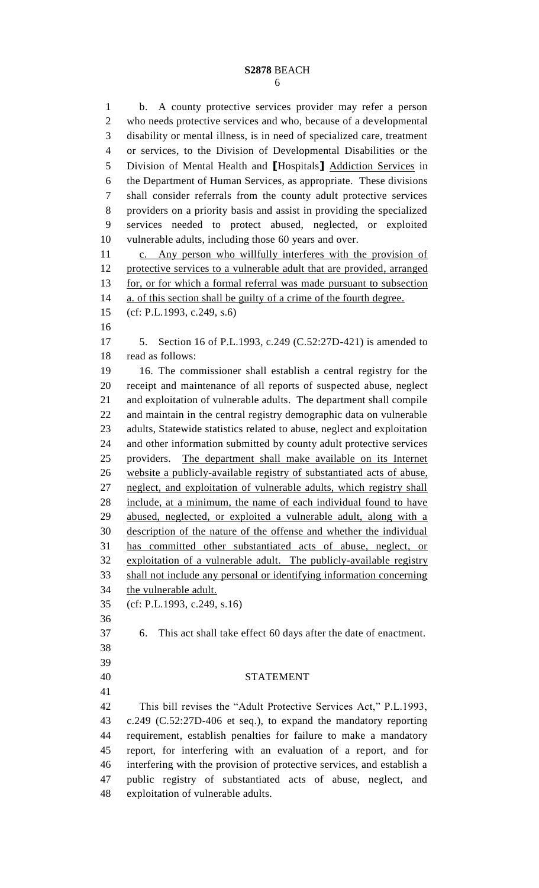b. A county protective services provider may refer a person who needs protective services and who, because of a developmental disability or mental illness, is in need of specialized care, treatment or services, to the Division of Developmental Disabilities or the Division of Mental Health and ⟦Hospitals⟧ Addiction Services in the Department of Human Services, as appropriate. These divisions shall consider referrals from the county adult protective services providers on a priority basis and assist in providing the specialized services needed to protect abused, neglected, or exploited vulnerable adults, including those 60 years and over.

c. Any person who willfully interferes with the provision of protective services to a vulnerable adult that are provided, arranged for, or for which a formal referral was made pursuant to subsection a. of this section shall be guilty of a crime of the fourth degree.

(cf: P.L.1993, c.249, s.6)

5. Section 16 of P.L.1993, c.249 (C.52:27D-421) is amended to read as follows:

16. The commissioner shall establish a central registry for the receipt and maintenance of all reports of suspected abuse, neglect and exploitation of vulnerable adults. The department shall compile and maintain in the central registry demographic data on vulnerable adults, Statewide statistics related to abuse, neglect and exploitation and other information submitted by county adult protective services providers. The department shall make available on its Internet website a publicly-available registry of substantiated acts of abuse, neglect, and exploitation of vulnerable adults, which registry shall include, at a minimum, the name of each individual found to have abused, neglected, or exploited a vulnerable adult, along with a description of the nature of the offense and whether the individual has committed other substantiated acts of abuse, neglect, or exploitation of a vulnerable adult. The publicly-available registry shall not include any personal or identifying information concerning the vulnerable adult.

(cf: P.L.1993, c.249, s.16)

6. This act shall take effect 60 days after the date of enactment.

## STATEMENT

This bill revises the "Adult Protective Services Act," P.L.1993, c.249 (C.52:27D-406 et seq.), to expand the mandatory reporting requirement, establish penalties for failure to make a mandatory report, for interfering with an evaluation of a report, and for interfering with the provision of protective services, and establish a public registry of substantiated acts of abuse, neglect, and exploitation of vulnerable adults.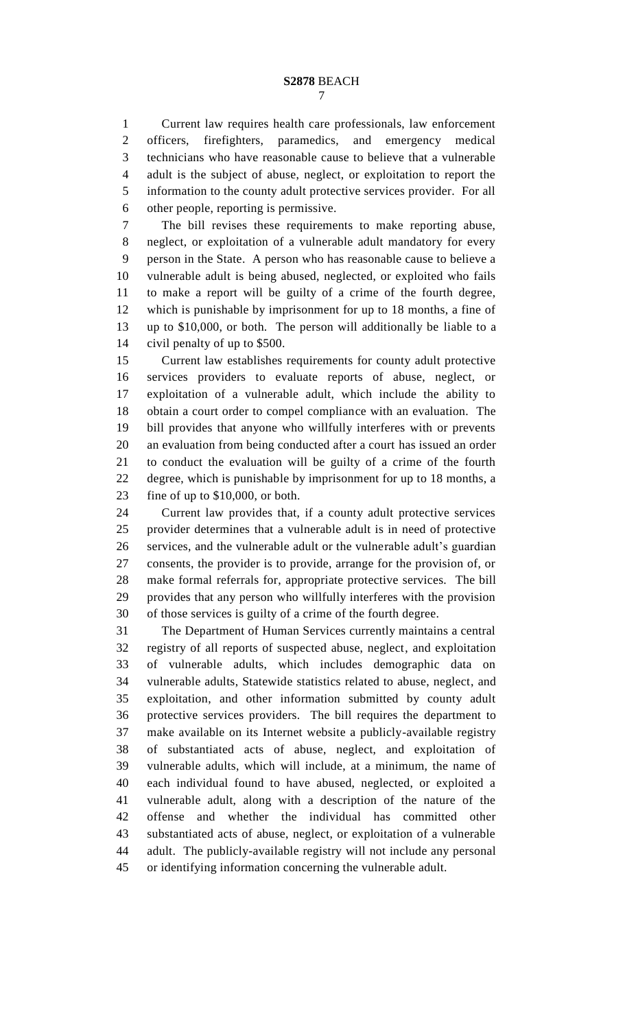Current law requires health care professionals, law enforcement officers, firefighters, paramedics, and emergency medical technicians who have reasonable cause to believe that a vulnerable adult is the subject of abuse, neglect, or exploitation to report the information to the county adult protective services provider. For all other people, reporting is permissive.

The bill revises these requirements to make reporting abuse, neglect, or exploitation of a vulnerable adult mandatory for every person in the State. A person who has reasonable cause to believe a vulnerable adult is being abused, neglected, or exploited who fails to make a report will be guilty of a crime of the fourth degree, which is punishable by imprisonment for up to 18 months, a fine of up to $10,000, or both. The person will additionally be liable to a civil penalty of up to $500.

Current law establishes requirements for county adult protective services providers to evaluate reports of abuse, neglect, or exploitation of a vulnerable adult, which include the ability to obtain a court order to compel compliance with an evaluation. The bill provides that anyone who willfully interferes with or prevents an evaluation from being conducted after a court has issued an order to conduct the evaluation will be guilty of a crime of the fourth degree, which is punishable by imprisonment for up to 18 months, a fine of up to $10,000, or both.

Current law provides that, if a county adult protective services provider determines that a vulnerable adult is in need of protective services, and the vulnerable adult or the vulnerable adult's guardian consents, the provider is to provide, arrange for the provision of, or make formal referrals for, appropriate protective services. The bill provides that any person who willfully interferes with the provision of those services is guilty of a crime of the fourth degree.

The Department of Human Services currently maintains a central registry of all reports of suspected abuse, neglect, and exploitation of vulnerable adults, which includes demographic data on vulnerable adults, Statewide statistics related to abuse, neglect, and exploitation, and other information submitted by county adult protective services providers. The bill requires the department to make available on its Internet website a publicly-available registry of substantiated acts of abuse, neglect, and exploitation of vulnerable adults, which will include, at a minimum, the name of each individual found to have abused, neglected, or exploited a vulnerable adult, along with a description of the nature of the offense and whether the individual has committed other substantiated acts of abuse, neglect, or exploitation of a vulnerable adult. The publicly-available registry will not include any personal or identifying information concerning the vulnerable adult.